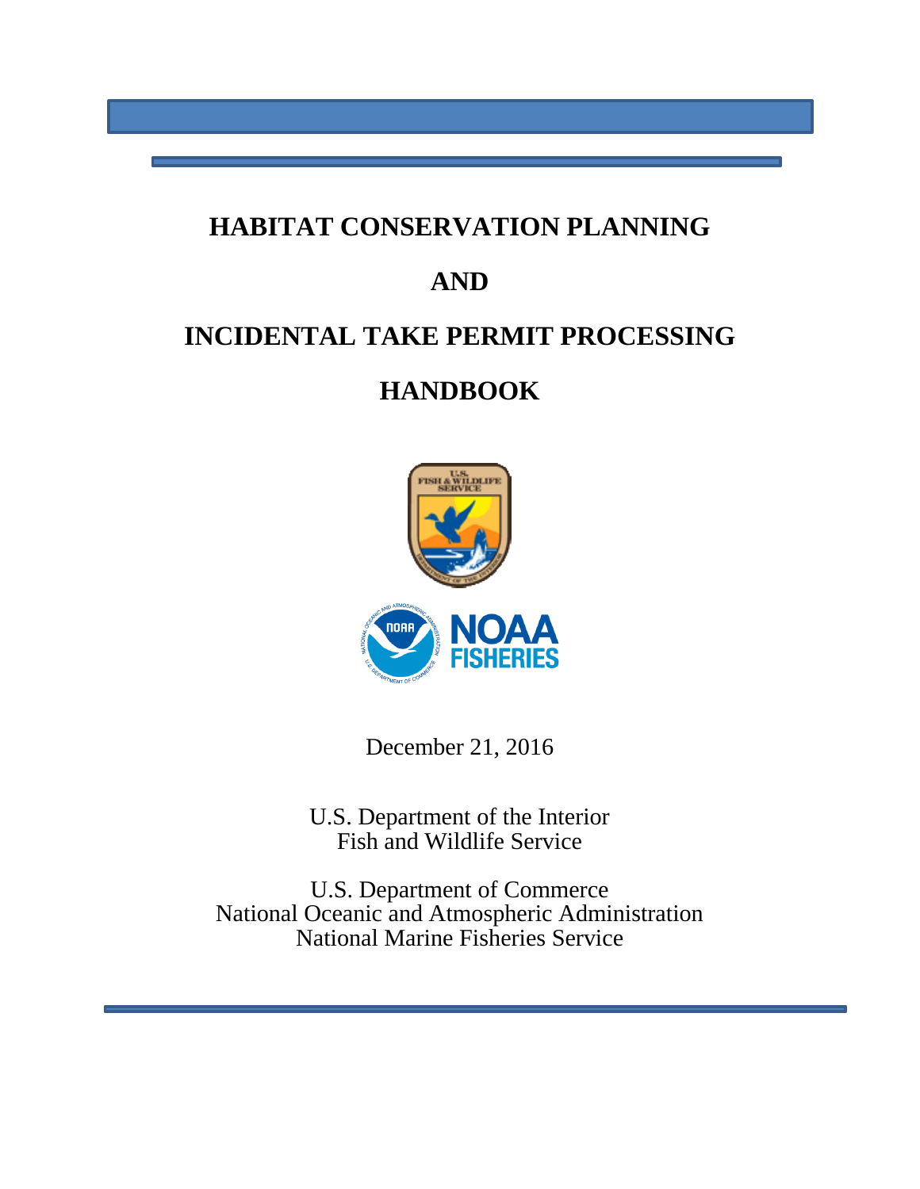# HABITAT CONSERVATION PLANNING

# AND

# INCIDENTAL TAKE PERMIT PROCESSING

# HANDBOOK

December 21, 2016

U.S. Department of the Interior
Fish and Wildlife Service

U.S. Department of Commerce
National Oceanic and Atmospheric Administration
National Marine Fisheries Service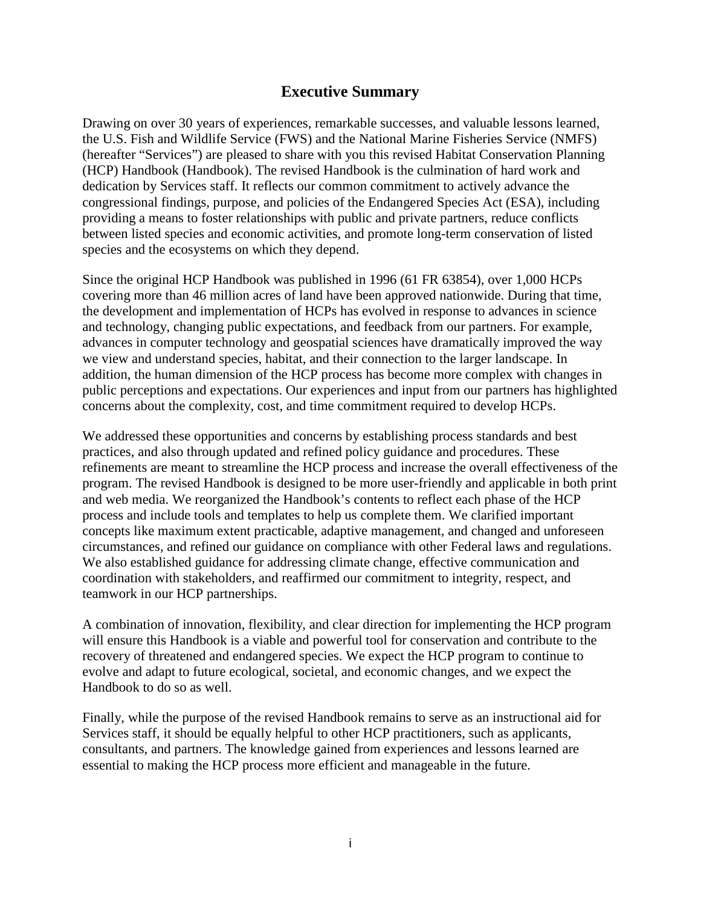# Executive Summary

Drawing on over 30 years of experiences, remarkable successes, and valuable lessons learned, the U.S. Fish and Wildlife Service (FWS) and the National Marine Fisheries Service (NMFS) (hereafter "Services") are pleased to share with you this revised Habitat Conservation Planning (HCP) Handbook (Handbook). The revised Handbook is the culmination of hard work and dedication by Services staff. It reflects our common commitment to actively advance the congressional findings, purpose, and policies of the Endangered Species Act (ESA), including providing a means to foster relationships with public and private partners, reduce conflicts between listed species and economic activities, and promote long-term conservation of listed species and the ecosystems on which they depend.

Since the original HCP Handbook was published in 1996 (61 FR 63854), over 1,000 HCPs covering more than 46 million acres of land have been approved nationwide. During that time, the development and implementation of HCPs has evolved in response to advances in science and technology, changing public expectations, and feedback from our partners. For example, advances in computer technology and geospatial sciences have dramatically improved the way we view and understand species, habitat, and their connection to the larger landscape. In addition, the human dimension of the HCP process has become more complex with changes in public perceptions and expectations. Our experiences and input from our partners has highlighted concerns about the complexity, cost, and time commitment required to develop HCPs.

We addressed these opportunities and concerns by establishing process standards and best practices, and also through updated and refined policy guidance and procedures. These refinements are meant to streamline the HCP process and increase the overall effectiveness of the program. The revised Handbook is designed to be more user-friendly and applicable in both print and web media. We reorganized the Handbook's contents to reflect each phase of the HCP process and include tools and templates to help us complete them. We clarified important concepts like maximum extent practicable, adaptive management, and changed and unforeseen circumstances, and refined our guidance on compliance with other Federal laws and regulations. We also established guidance for addressing climate change, effective communication and coordination with stakeholders, and reaffirmed our commitment to integrity, respect, and teamwork in our HCP partnerships.

A combination of innovation, flexibility, and clear direction for implementing the HCP program will ensure this Handbook is a viable and powerful tool for conservation and contribute to the recovery of threatened and endangered species. We expect the HCP program to continue to evolve and adapt to future ecological, societal, and economic changes, and we expect the Handbook to do so as well.

Finally, while the purpose of the revised Handbook remains to serve as an instructional aid for Services staff, it should be equally helpful to other HCP practitioners, such as applicants, consultants, and partners. The knowledge gained from experiences and lessons learned are essential to making the HCP process more efficient and manageable in the future.